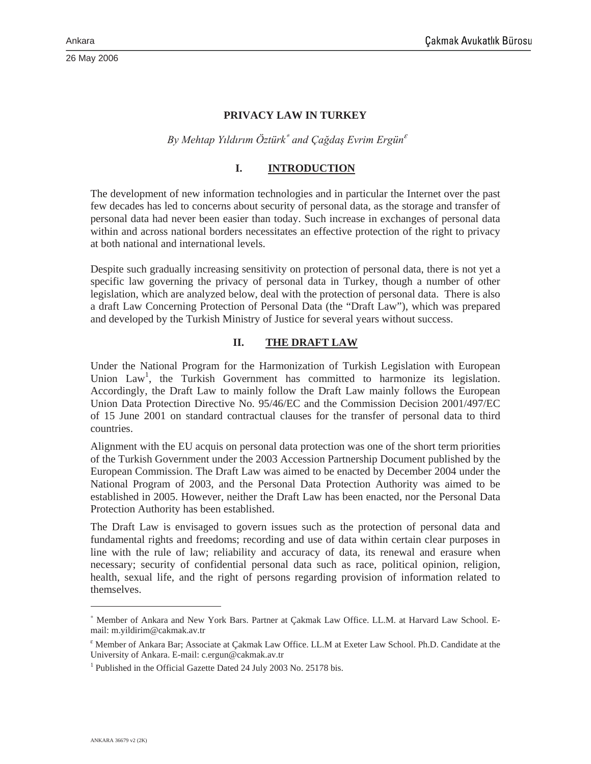Ankara

26 May 2006

# PRIVACY LAW IN TURKEY

*By Mehtap Yıldırım Öztürk[*] and Çağdaş Evrim Ergün[ε]*

## I. INTRODUCTION

The development of new information technologies and in particular the Internet over the past few decades has led to concerns about security of personal data, as the storage and transfer of personal data had never been easier than today. Such increase in exchanges of personal data within and across national borders necessitates an effective protection of the right to privacy at both national and international levels.

Despite such gradually increasing sensitivity on protection of personal data, there is not yet a specific law governing the privacy of personal data in Turkey, though a number of other legislation, which are analyzed below, deal with the protection of personal data. There is also a draft Law Concerning Protection of Personal Data (the "Draft Law"), which was prepared and developed by the Turkish Ministry of Justice for several years without success.

## II. THE DRAFT LAW

Under the National Program for the Harmonization of Turkish Legislation with European Union Law[1], the Turkish Government has committed to harmonize its legislation. Accordingly, the Draft Law to mainly follow the Draft Law mainly follows the European Union Data Protection Directive No. 95/46/EC and the Commission Decision 2001/497/EC of 15 June 2001 on standard contractual clauses for the transfer of personal data to third countries.

Alignment with the EU acquis on personal data protection was one of the short term priorities of the Turkish Government under the 2003 Accession Partnership Document published by the European Commission. The Draft Law was aimed to be enacted by December 2004 under the National Program of 2003, and the Personal Data Protection Authority was aimed to be established in 2005. However, neither the Draft Law has been enacted, nor the Personal Data Protection Authority has been established.

The Draft Law is envisaged to govern issues such as the protection of personal data and fundamental rights and freedoms; recording and use of data within certain clear purposes in line with the rule of law; reliability and accuracy of data, its renewal and erasure when necessary; security of confidential personal data such as race, political opinion, religion, health, sexual life, and the right of persons regarding provision of information related to themselves.

---

[*] Member of Ankara and New York Bars. Partner at Çakmak Law Office. LL.M. at Harvard Law School. E-mail: m.yildirim@cakmak.av.tr

[ε] Member of Ankara Bar; Associate at Çakmak Law Office. LL.M at Exeter Law School. Ph.D. Candidate at the University of Ankara. E-mail: c.ergun@cakmak.av.tr

[1] Published in the Official Gazette Dated 24 July 2003 No. 25178 bis.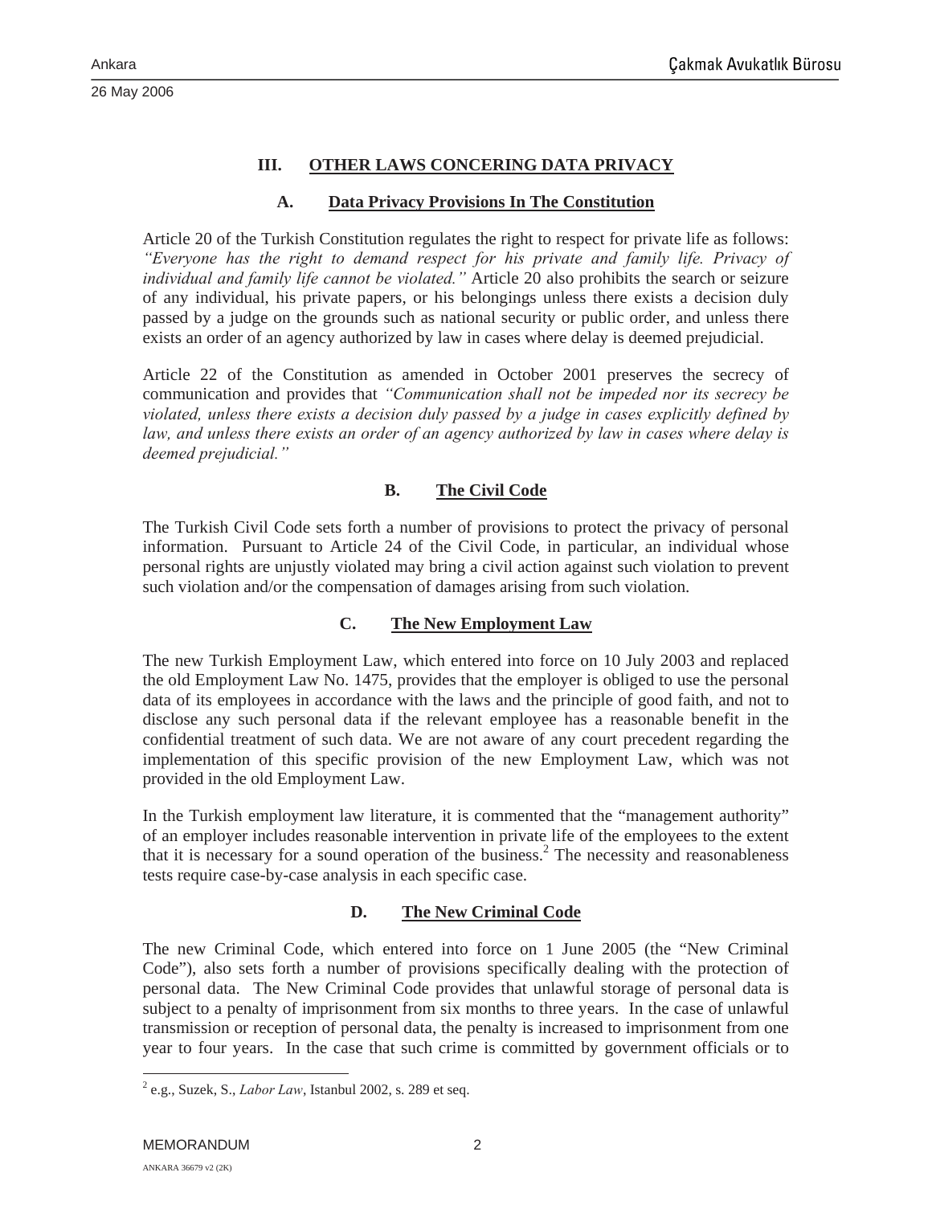## III. OTHER LAWS CONCERING DATA PRIVACY

### A. Data Privacy Provisions In The Constitution

Article 20 of the Turkish Constitution regulates the right to respect for private life as follows: *"Everyone has the right to demand respect for his private and family life. Privacy of individual and family life cannot be violated."* Article 20 also prohibits the search or seizure of any individual, his private papers, or his belongings unless there exists a decision duly passed by a judge on the grounds such as national security or public order, and unless there exists an order of an agency authorized by law in cases where delay is deemed prejudicial.

Article 22 of the Constitution as amended in October 2001 preserves the secrecy of communication and provides that *"Communication shall not be impeded nor its secrecy be violated, unless there exists a decision duly passed by a judge in cases explicitly defined by law, and unless there exists an order of an agency authorized by law in cases where delay is deemed prejudicial."*

### B. The Civil Code

The Turkish Civil Code sets forth a number of provisions to protect the privacy of personal information. Pursuant to Article 24 of the Civil Code, in particular, an individual whose personal rights are unjustly violated may bring a civil action against such violation to prevent such violation and/or the compensation of damages arising from such violation.

### C. The New Employment Law

The new Turkish Employment Law, which entered into force on 10 July 2003 and replaced the old Employment Law No. 1475, provides that the employer is obliged to use the personal data of its employees in accordance with the laws and the principle of good faith, and not to disclose any such personal data if the relevant employee has a reasonable benefit in the confidential treatment of such data. We are not aware of any court precedent regarding the implementation of this specific provision of the new Employment Law, which was not provided in the old Employment Law.

In the Turkish employment law literature, it is commented that the "management authority" of an employer includes reasonable intervention in private life of the employees to the extent that it is necessary for a sound operation of the business.[2] The necessity and reasonableness tests require case-by-case analysis in each specific case.

### D. The New Criminal Code

The new Criminal Code, which entered into force on 1 June 2005 (the "New Criminal Code"), also sets forth a number of provisions specifically dealing with the protection of personal data. The New Criminal Code provides that unlawful storage of personal data is subject to a penalty of imprisonment from six months to three years. In the case of unlawful transmission or reception of personal data, the penalty is increased to imprisonment from one year to four years. In the case that such crime is committed by government officials or to

[2] e.g., Suzek, S., *Labor Law*, Istanbul 2002, s. 289 et seq.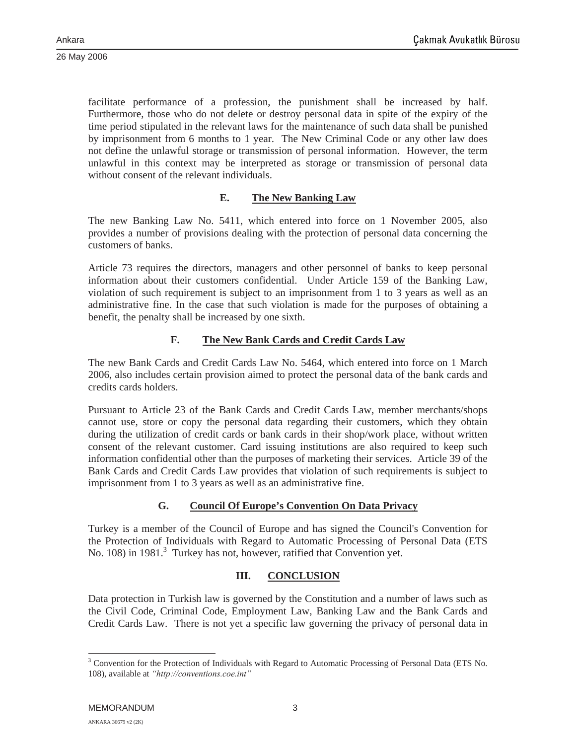facilitate performance of a profession, the punishment shall be increased by half. Furthermore, those who do not delete or destroy personal data in spite of the expiry of the time period stipulated in the relevant laws for the maintenance of such data shall be punished by imprisonment from 6 months to 1 year. The New Criminal Code or any other law does not define the unlawful storage or transmission of personal information. However, the term unlawful in this context may be interpreted as storage or transmission of personal data without consent of the relevant individuals.

### E. The New Banking Law

The new Banking Law No. 5411, which entered into force on 1 November 2005, also provides a number of provisions dealing with the protection of personal data concerning the customers of banks.

Article 73 requires the directors, managers and other personnel of banks to keep personal information about their customers confidential. Under Article 159 of the Banking Law, violation of such requirement is subject to an imprisonment from 1 to 3 years as well as an administrative fine. In the case that such violation is made for the purposes of obtaining a benefit, the penalty shall be increased by one sixth.

### F. The New Bank Cards and Credit Cards Law

The new Bank Cards and Credit Cards Law No. 5464, which entered into force on 1 March 2006, also includes certain provision aimed to protect the personal data of the bank cards and credits cards holders.

Pursuant to Article 23 of the Bank Cards and Credit Cards Law, member merchants/shops cannot use, store or copy the personal data regarding their customers, which they obtain during the utilization of credit cards or bank cards in their shop/work place, without written consent of the relevant customer. Card issuing institutions are also required to keep such information confidential other than the purposes of marketing their services. Article 39 of the Bank Cards and Credit Cards Law provides that violation of such requirements is subject to imprisonment from 1 to 3 years as well as an administrative fine.

### G. Council Of Europe's Convention On Data Privacy

Turkey is a member of the Council of Europe and has signed the Council's Convention for the Protection of Individuals with Regard to Automatic Processing of Personal Data (ETS No. 108) in 1981.[3] Turkey has not, however, ratified that Convention yet.

## III. CONCLUSION

Data protection in Turkish law is governed by the Constitution and a number of laws such as the Civil Code, Criminal Code, Employment Law, Banking Law and the Bank Cards and Credit Cards Law. There is not yet a specific law governing the privacy of personal data in

---

[3] Convention for the Protection of Individuals with Regard to Automatic Processing of Personal Data (ETS No. 108), available at *"http://conventions.coe.int"*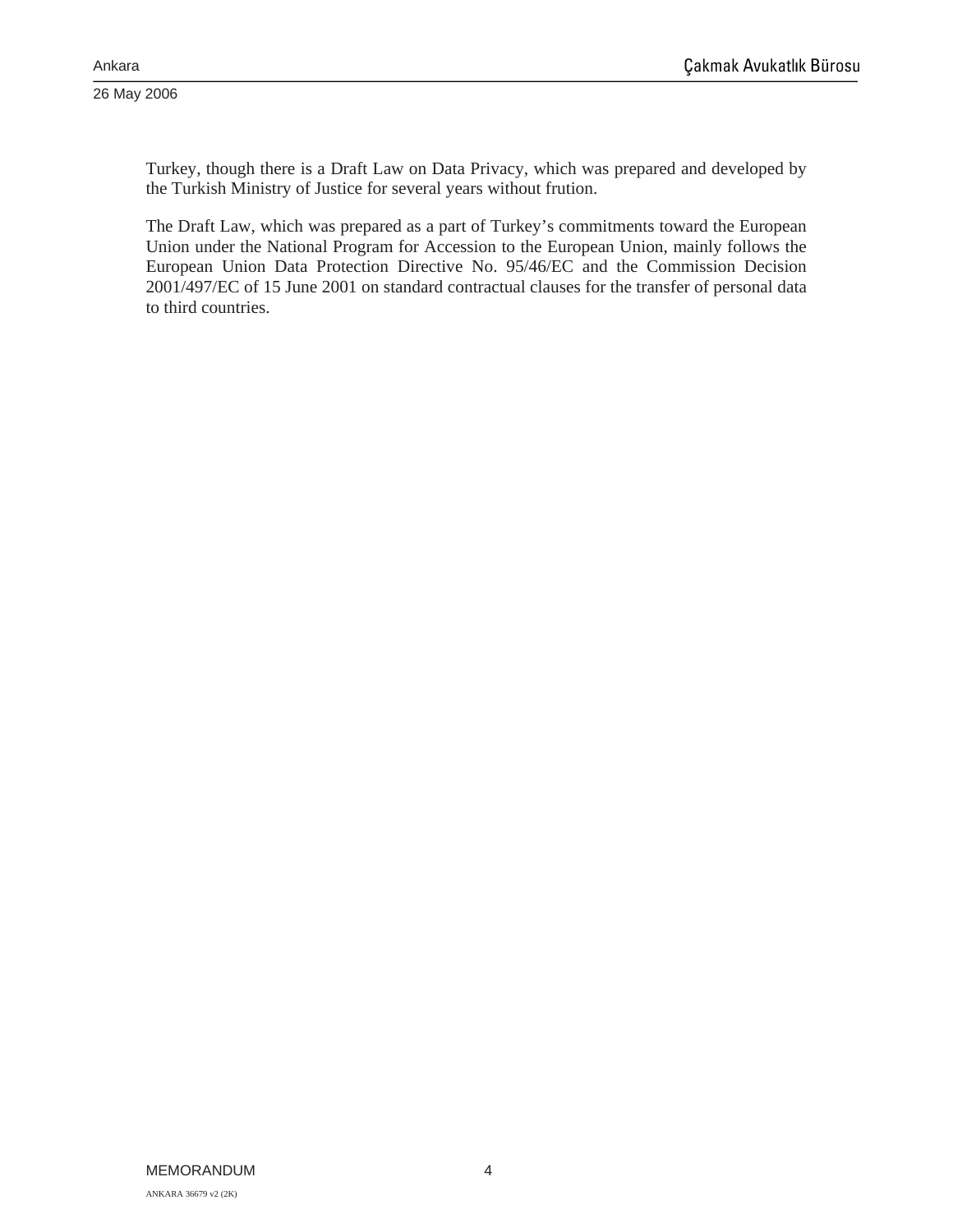Turkey, though there is a Draft Law on Data Privacy, which was prepared and developed by the Turkish Ministry of Justice for several years without frution.

The Draft Law, which was prepared as a part of Turkey's commitments toward the European Union under the National Program for Accession to the European Union, mainly follows the European Union Data Protection Directive No. 95/46/EC and the Commission Decision 2001/497/EC of 15 June 2001 on standard contractual clauses for the transfer of personal data to third countries.